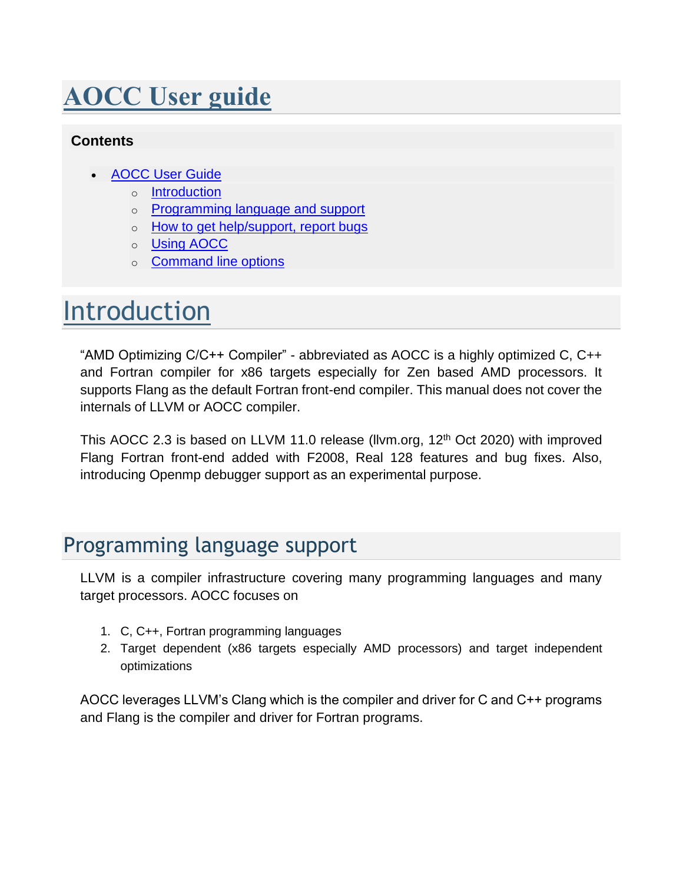# AOCC User guide

**Contents**

- AOCC User Guide
    - Introduction
    - Programming language and support
    - How to get help/support, report bugs
    - Using AOCC
    - Command line options

# Introduction

"AMD Optimizing C/C++ Compiler" - abbreviated as AOCC is a highly optimized C, C++ and Fortran compiler for x86 targets especially for Zen based AMD processors. It supports Flang as the default Fortran front-end compiler. This manual does not cover the internals of LLVM or AOCC compiler.

This AOCC 2.3 is based on LLVM 11.0 release (llvm.org, 12th Oct 2020) with improved Flang Fortran front-end added with F2008, Real 128 features and bug fixes. Also, introducing Openmp debugger support as an experimental purpose.

## Programming language support

LLVM is a compiler infrastructure covering many programming languages and many target processors. AOCC focuses on

1. C, C++, Fortran programming languages
2. Target dependent (x86 targets especially AMD processors) and target independent optimizations

AOCC leverages LLVM's Clang which is the compiler and driver for C and C++ programs and Flang is the compiler and driver for Fortran programs.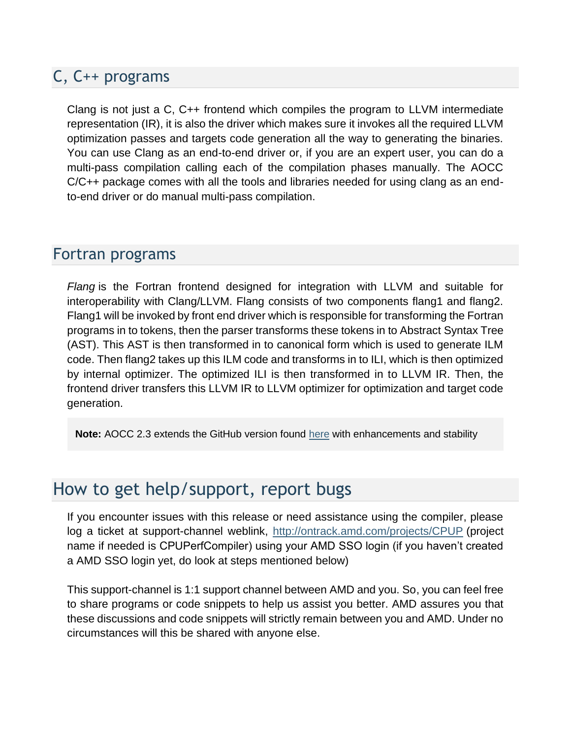## C, C++ programs

Clang is not just a C, C++ frontend which compiles the program to LLVM intermediate representation (IR), it is also the driver which makes sure it invokes all the required LLVM optimization passes and targets code generation all the way to generating the binaries. You can use Clang as an end-to-end driver or, if you are an expert user, you can do a multi-pass compilation calling each of the compilation phases manually. The AOCC C/C++ package comes with all the tools and libraries needed for using clang as an end-to-end driver or do manual multi-pass compilation.

## Fortran programs

*Flang* is the Fortran frontend designed for integration with LLVM and suitable for interoperability with Clang/LLVM. Flang consists of two components flang1 and flang2. Flang1 will be invoked by front end driver which is responsible for transforming the Fortran programs in to tokens, then the parser transforms these tokens in to Abstract Syntax Tree (AST). This AST is then transformed in to canonical form which is used to generate ILM code. Then flang2 takes up this ILM code and transforms in to ILI, which is then optimized by internal optimizer. The optimized ILI is then transformed in to LLVM IR. Then, the frontend driver transfers this LLVM IR to LLVM optimizer for optimization and target code generation.

> **Note:** AOCC 2.3 extends the GitHub version found here with enhancements and stability

# How to get help/support, report bugs

If you encounter issues with this release or need assistance using the compiler, please log a ticket at support-channel weblink, http://ontrack.amd.com/projects/CPUP (project name if needed is CPUPerfCompiler) using your AMD SSO login (if you haven't created a AMD SSO login yet, do look at steps mentioned below)

This support-channel is 1:1 support channel between AMD and you. So, you can feel free to share programs or code snippets to help us assist you better. AMD assures you that these discussions and code snippets will strictly remain between you and AMD. Under no circumstances will this be shared with anyone else.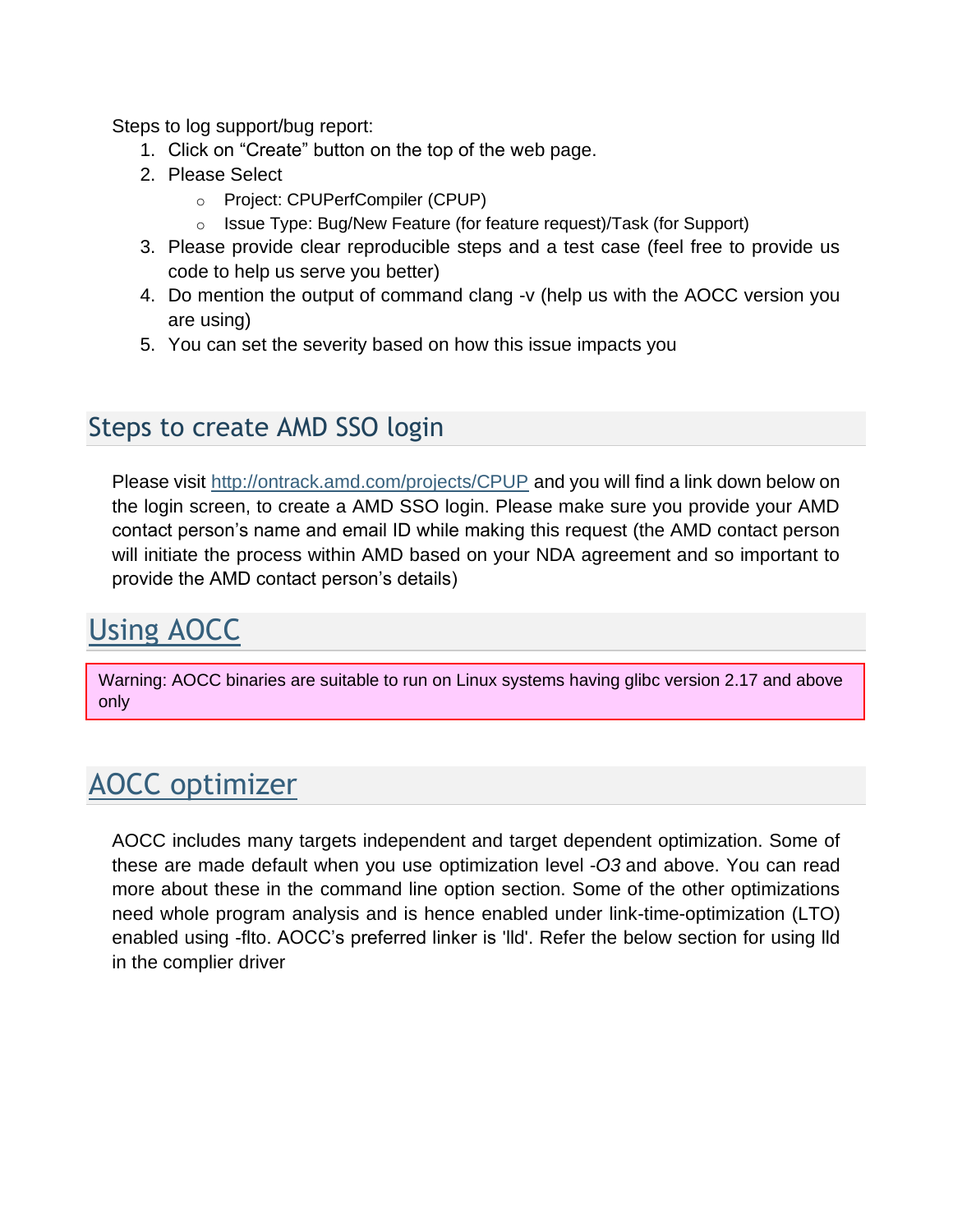Steps to log support/bug report:

1. Click on "Create" button on the top of the web page.
2. Please Select
   - Project: CPUPerfCompiler (CPUP)
   - Issue Type: Bug/New Feature (for feature request)/Task (for Support)
3. Please provide clear reproducible steps and a test case (feel free to provide us code to help us serve you better)
4. Do mention the output of command clang -v (help us with the AOCC version you are using)
5. You can set the severity based on how this issue impacts you

## Steps to create AMD SSO login

Please visit [http://ontrack.amd.com/projects/CPUP](http://ontrack.amd.com/projects/CPUP) and you will find a link down below on the login screen, to create a AMD SSO login. Please make sure you provide your AMD contact person's name and email ID while making this request (the AMD contact person will initiate the process within AMD based on your NDA agreement and so important to provide the AMD contact person's details)

# Using AOCC

> Warning: AOCC binaries are suitable to run on Linux systems having glibc version 2.17 and above only

# AOCC optimizer

AOCC includes many targets independent and target dependent optimization. Some of these are made default when you use optimization level *-O3* and above. You can read more about these in the command line option section. Some of the other optimizations need whole program analysis and is hence enabled under link-time-optimization (LTO) enabled using -flto. AOCC's preferred linker is 'lld'. Refer the below section for using lld in the complier driver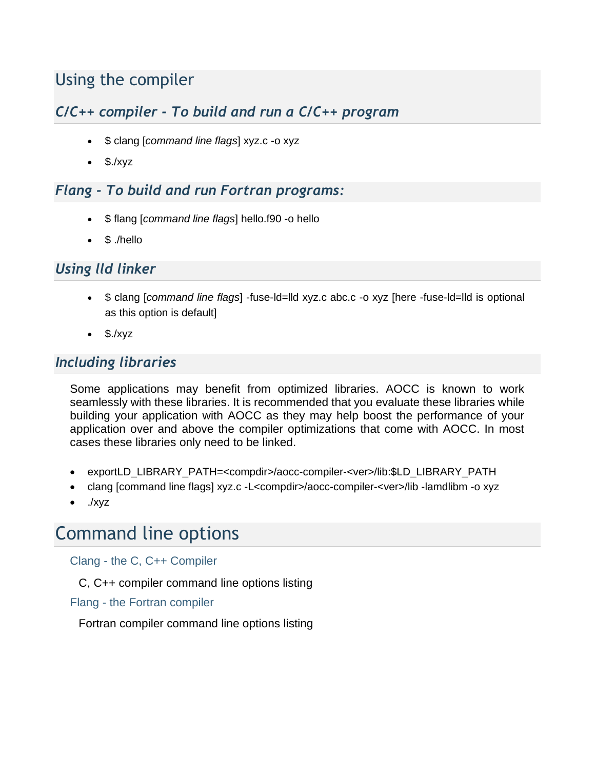# Using the compiler

## *C/C++ compiler - To build and run a C/C++ program*

- $ clang [*command line flags*] xyz.c -o xyz
- $./xyz

## *Flang - To build and run Fortran programs:*

- $ flang [*command line flags*] hello.f90 -o hello
- $ ./hello

## *Using lld linker*

- $ clang [*command line flags*] -fuse-ld=lld xyz.c abc.c -o xyz [here -fuse-ld=lld is optional as this option is default]
- $./xyz

## *Including libraries*

Some applications may benefit from optimized libraries. AOCC is known to work seamlessly with these libraries. It is recommended that you evaluate these libraries while building your application with AOCC as they may help boost the performance of your application over and above the compiler optimizations that come with AOCC. In most cases these libraries only need to be linked.

- exportLD_LIBRARY_PATH=<compdir>/aocc-compiler-<ver>/lib:$LD_LIBRARY_PATH
- clang [command line flags] xyz.c -L<compdir>/aocc-compiler-<ver>/lib -lamdlibm -o xyz
- ./xyz

# Command line options

### Clang - the C, C++ Compiler

C, C++ compiler command line options listing

### Flang - the Fortran compiler

Fortran compiler command line options listing